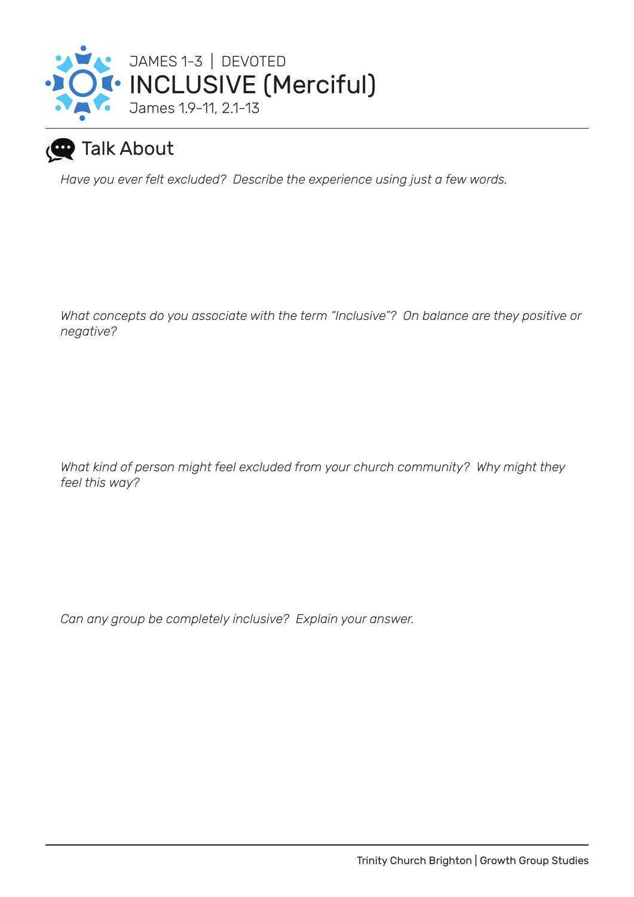JAMES 1-3 | DEVOTED

# INCLUSIVE (Merciful)

James 1.9-11, 2.1-13

## Talk About

*Have you ever felt excluded? Describe the experience using just a few words.*

*What concepts do you associate with the term "Inclusive"? On balance are they positive or negative?*

*What kind of person might feel excluded from your church community? Why might they feel this way?*

*Can any group be completely inclusive? Explain your answer.*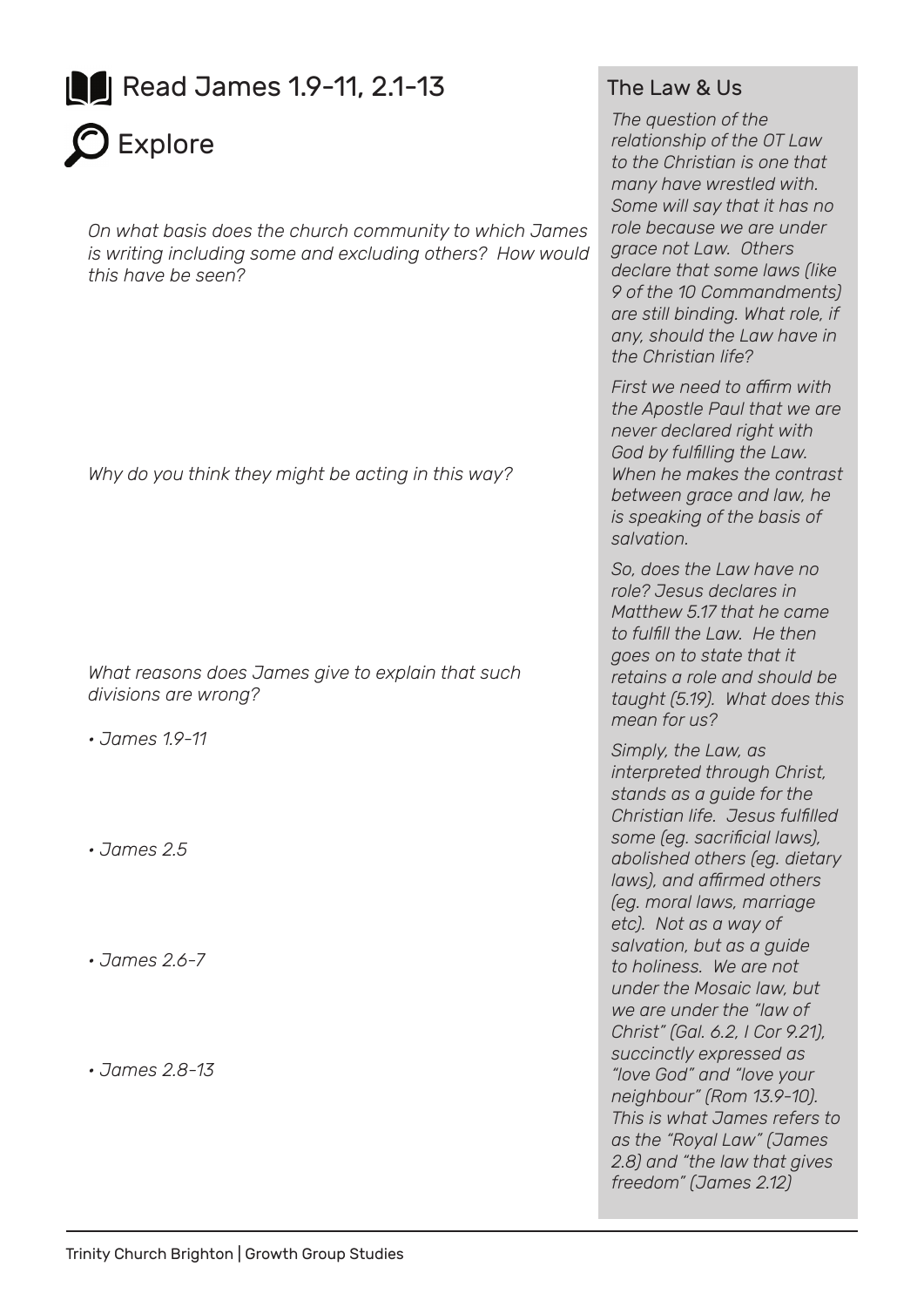## Read James 1.9-11, 2.1-13

## Explore

*On what basis does the church community to which James is writing including some and excluding others? How would this have be seen?*

*Why do you think they might be acting in this way?*

*What reasons does James give to explain that such divisions are wrong?*

- *James 1.9-11*
- *James 2.5*
- *James 2.6-7*
- *James 2.8-13*

### The Law & Us

*The question of the relationship of the OT Law to the Christian is one that many have wrestled with. Some will say that it has no role because we are under grace not Law. Others declare that some laws (like 9 of the 10 Commandments) are still binding. What role, if any, should the Law have in the Christian life?*

*First we need to affirm with the Apostle Paul that we are never declared right with God by fulfilling the Law. When he makes the contrast between grace and law, he is speaking of the basis of salvation.*

*So, does the Law have no role? Jesus declares in Matthew 5.17 that he came to fulfill the Law. He then goes on to state that it retains a role and should be taught (5.19). What does this mean for us?*

*Simply, the Law, as interpreted through Christ, stands as a guide for the Christian life. Jesus fulfilled some (eg. sacrificial laws), abolished others (eg. dietary laws), and affirmed others (eg. moral laws, marriage etc). Not as a way of salvation, but as a guide to holiness. We are not under the Mosaic law, but we are under the "law of Christ" (Gal. 6.2, I Cor 9.21), succinctly expressed as "love God" and "love your neighbour" (Rom 13.9-10). This is what James refers to as the "Royal Law" (James 2.8) and "the law that gives freedom" (James 2.12)*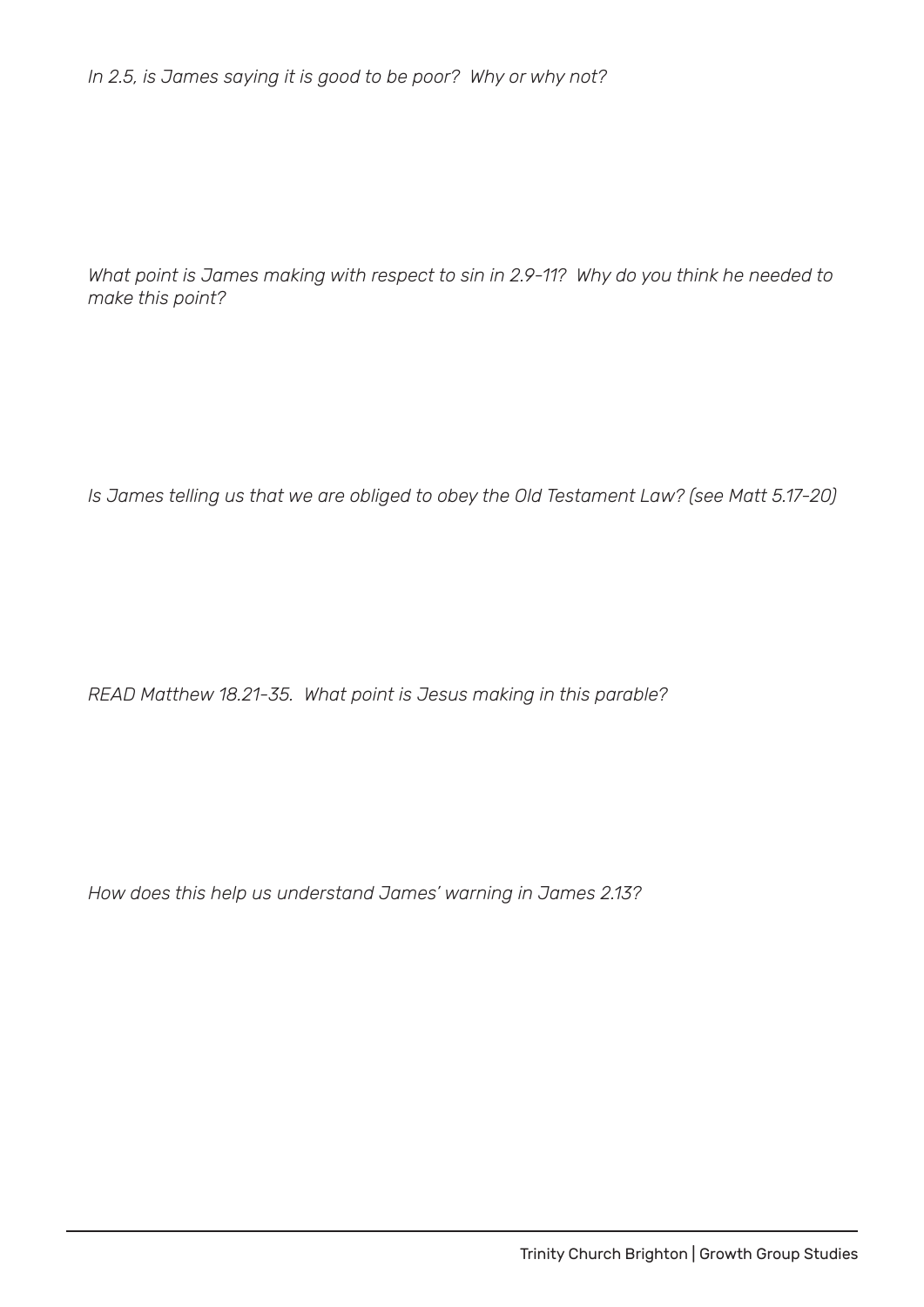*In 2.5, is James saying it is good to be poor? Why or why not?*

*What point is James making with respect to sin in 2.9-11? Why do you think he needed to make this point?*

*Is James telling us that we are obliged to obey the Old Testament Law? (see Matt 5.17-20)*

*READ Matthew 18.21-35. What point is Jesus making in this parable?*

*How does this help us understand James' warning in James 2.13?*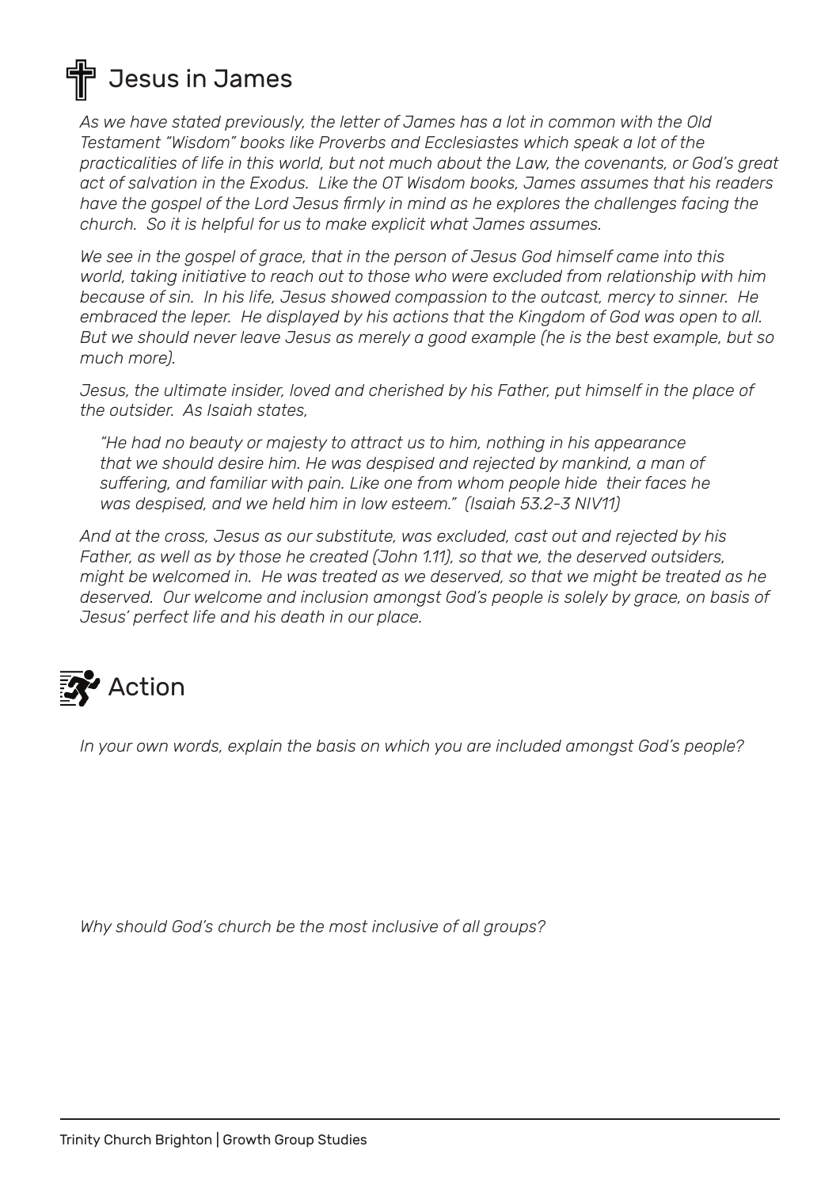## Jesus in James

*As we have stated previously, the letter of James has a lot in common with the Old Testament "Wisdom" books like Proverbs and Ecclesiastes which speak a lot of the practicalities of life in this world, but not much about the Law, the covenants, or God's great act of salvation in the Exodus. Like the OT Wisdom books, James assumes that his readers have the gospel of the Lord Jesus firmly in mind as he explores the challenges facing the church. So it is helpful for us to make explicit what James assumes.*

*We see in the gospel of grace, that in the person of Jesus God himself came into this world, taking initiative to reach out to those who were excluded from relationship with him because of sin. In his life, Jesus showed compassion to the outcast, mercy to sinner. He embraced the leper. He displayed by his actions that the Kingdom of God was open to all. But we should never leave Jesus as merely a good example (he is the best example, but so much more).*

*Jesus, the ultimate insider, loved and cherished by his Father, put himself in the place of the outsider. As Isaiah states,*

> *"He had no beauty or majesty to attract us to him, nothing in his appearance that we should desire him. He was despised and rejected by mankind, a man of suffering, and familiar with pain. Like one from whom people hide their faces he was despised, and we held him in low esteem." (Isaiah 53.2-3 NIV11)*

*And at the cross, Jesus as our substitute, was excluded, cast out and rejected by his Father, as well as by those he created (John 1.11), so that we, the deserved outsiders, might be welcomed in. He was treated as we deserved, so that we might be treated as he deserved. Our welcome and inclusion amongst God's people is solely by grace, on basis of Jesus' perfect life and his death in our place.*

## Action

*In your own words, explain the basis on which you are included amongst God's people?*

*Why should God's church be the most inclusive of all groups?*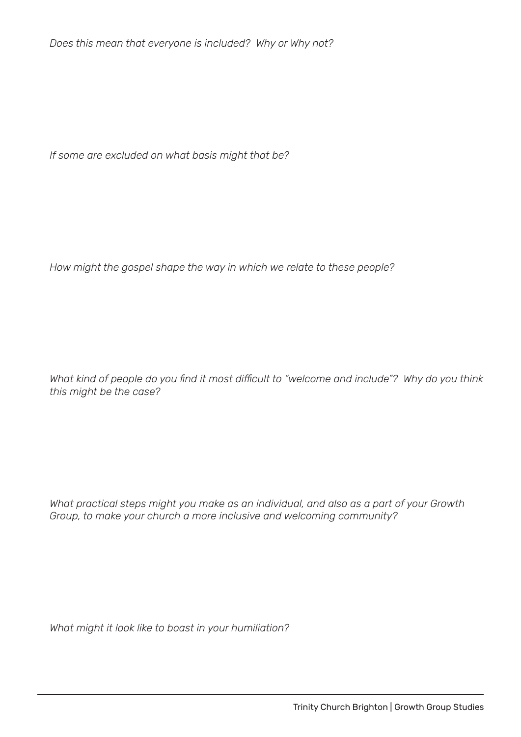*Does this mean that everyone is included? Why or Why not?*

*If some are excluded on what basis might that be?*

*How might the gospel shape the way in which we relate to these people?*

*What kind of people do you find it most difficult to "welcome and include"? Why do you think this might be the case?*

*What practical steps might you make as an individual, and also as a part of your Growth Group, to make your church a more inclusive and welcoming community?*

*What might it look like to boast in your humiliation?*